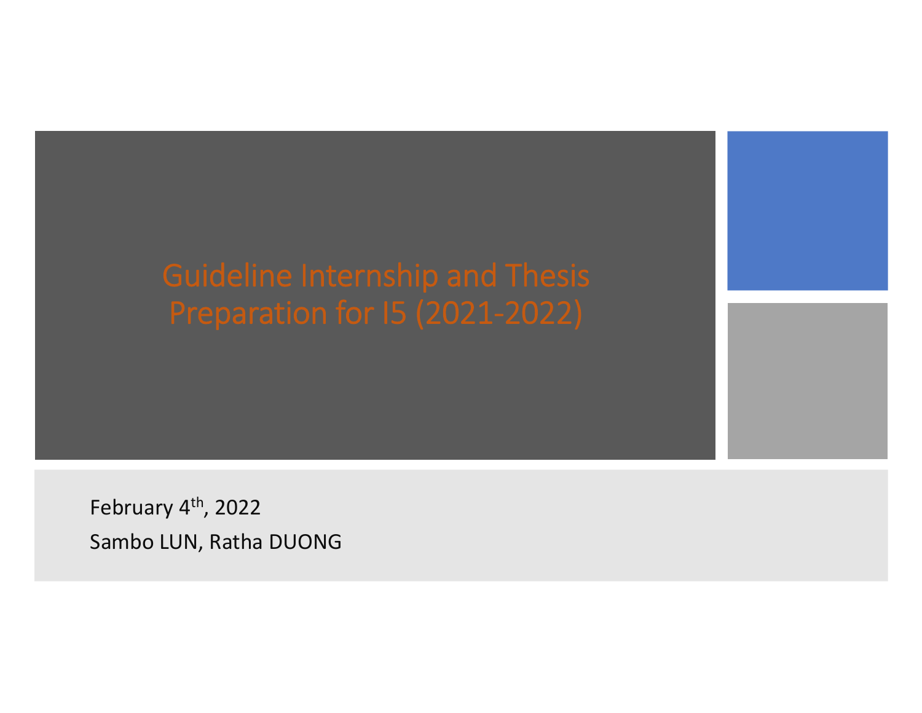# Guideline Internship and Thesis Preparation for I5 (2021-2022)

February 4th, 2022

Sambo LUN, Ratha DUONG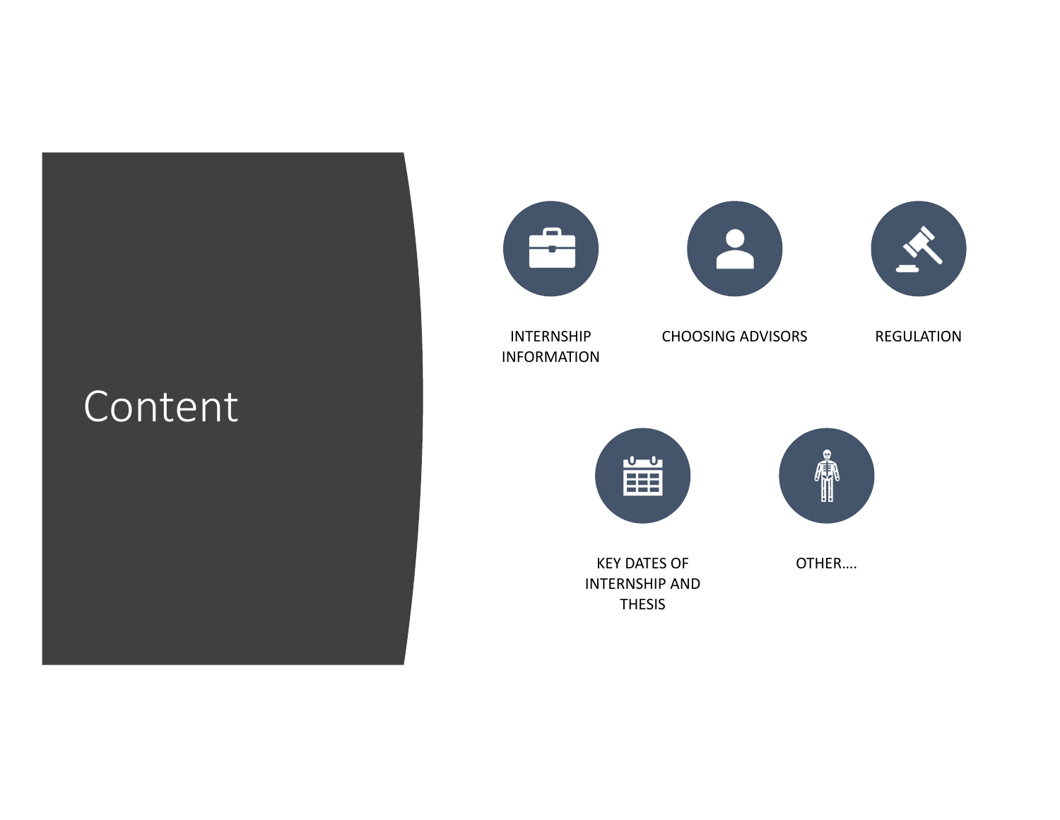# Content

- INTERNSHIP INFORMATION
- CHOOSING ADVISORS
- REGULATION
- KEY DATES OF INTERNSHIP AND THESIS
- OTHER….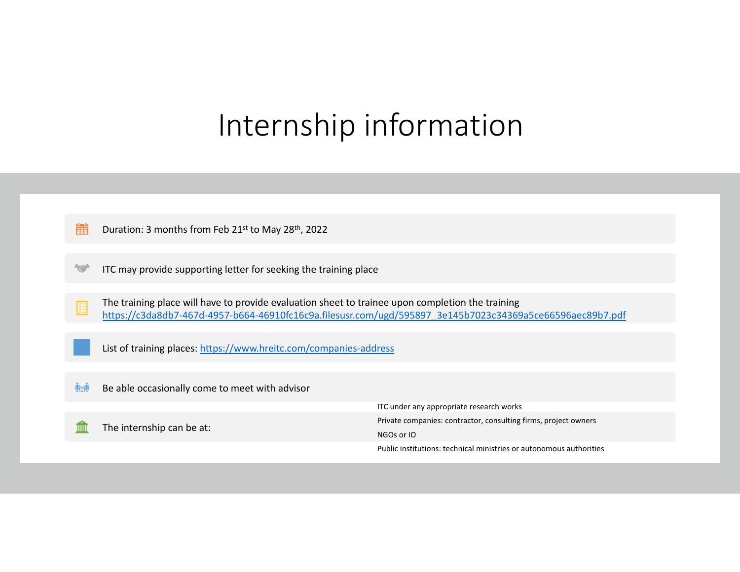# Internship information

- Duration: 3 months from Feb 21st to May 28th, 2022
- ITC may provide supporting letter for seeking the training place
- The training place will have to provide evaluation sheet to trainee upon completion the training https://c3da8db7-467d-4957-b664-46910fc16c9a.filesusr.com/ugd/595897_3e145b7023c34369a5ce66596aec89b7.pdf
- List of training places: https://www.hreitc.com/companies-address
- Be able occasionally come to meet with advisor
- The internship can be at:
  - ITC under any appropriate research works
  - Private companies: contractor, consulting firms, project owners
  - NGOs or IO
  - Public institutions: technical ministries or autonomous authorities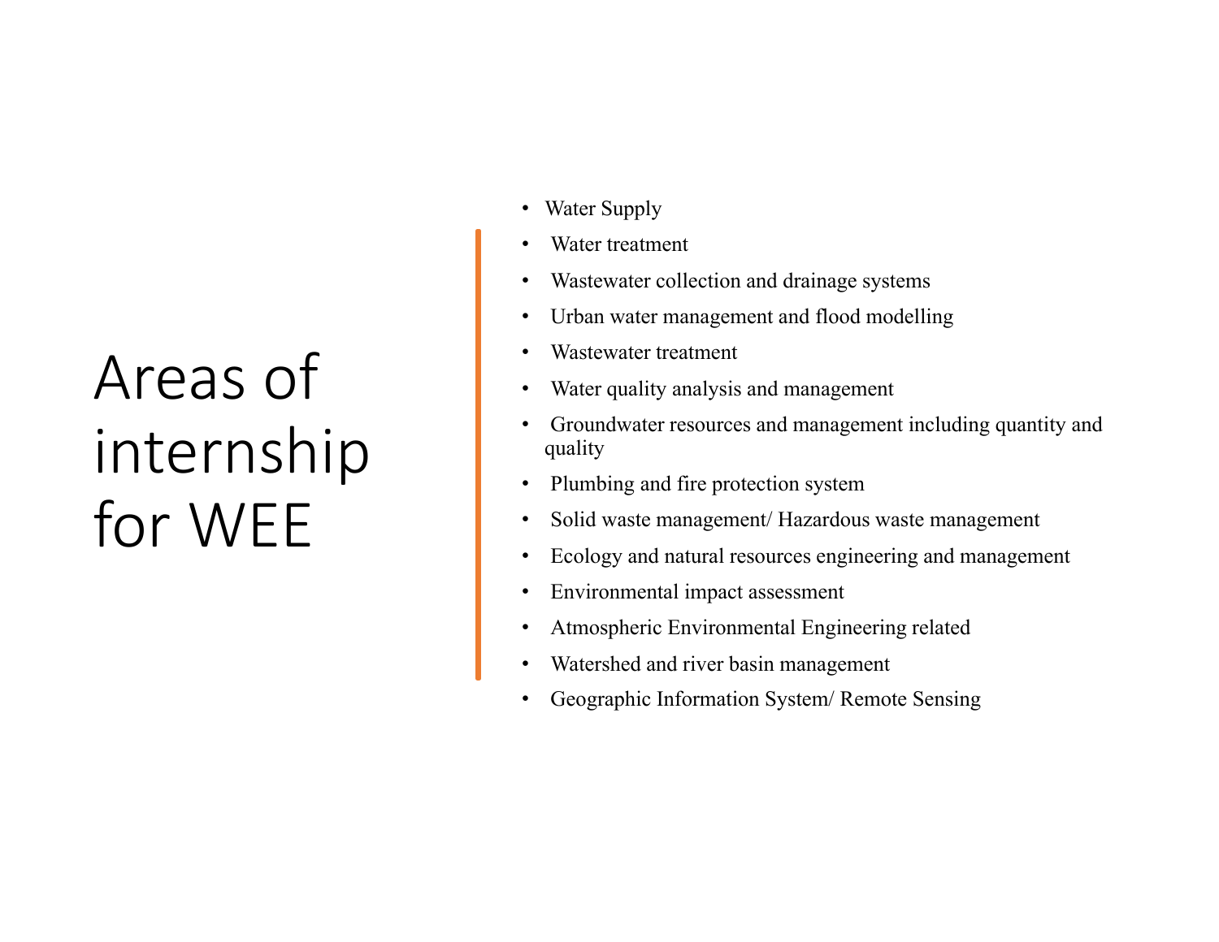# Areas of internship for WEE

- Water Supply
- Water treatment
- Wastewater collection and drainage systems
- Urban water management and flood modelling
- Wastewater treatment
- Water quality analysis and management
- Groundwater resources and management including quantity and quality
- Plumbing and fire protection system
- Solid waste management/ Hazardous waste management
- Ecology and natural resources engineering and management
- Environmental impact assessment
- Atmospheric Environmental Engineering related
- Watershed and river basin management
- Geographic Information System/ Remote Sensing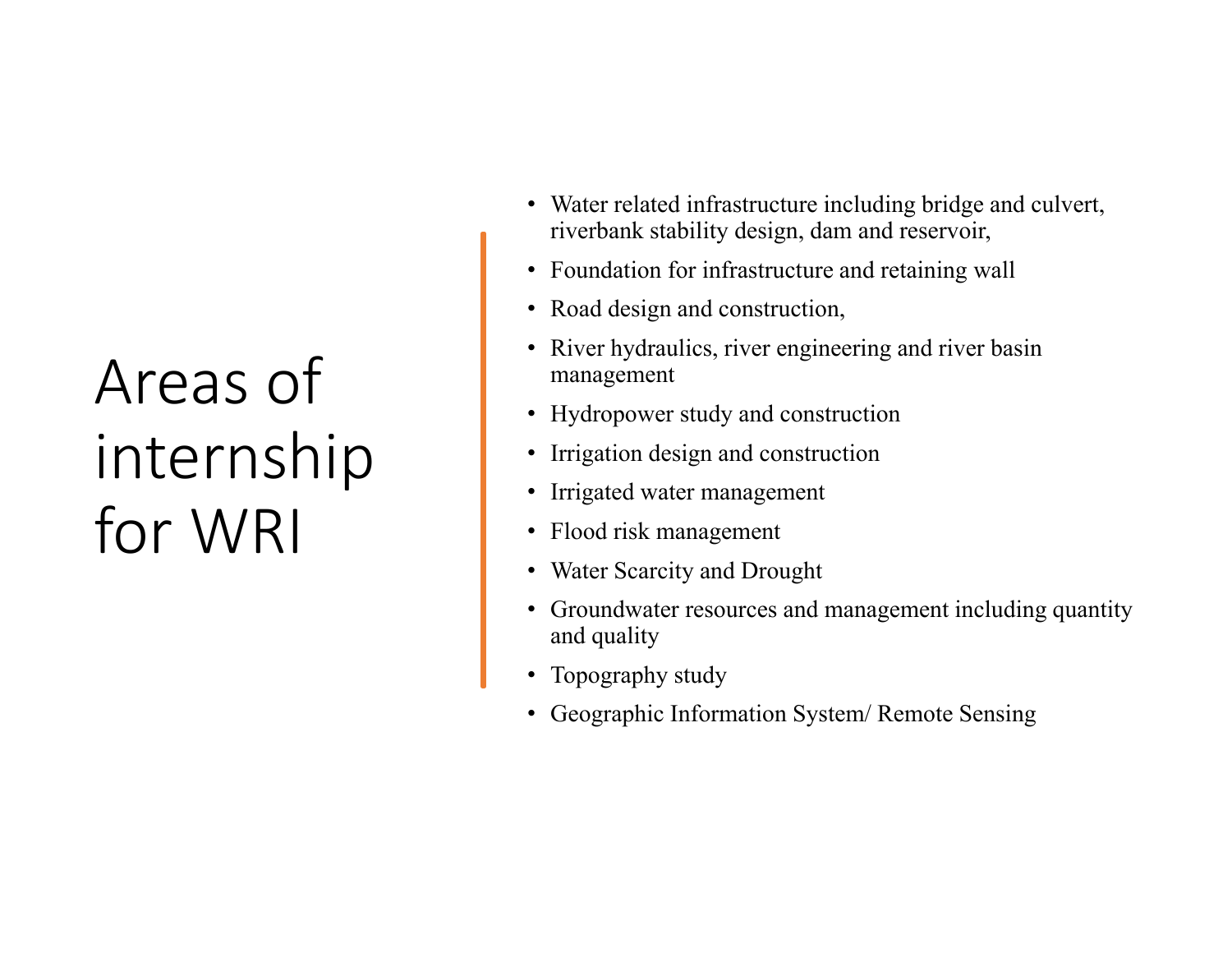# Areas of internship for WRI

- Water related infrastructure including bridge and culvert, riverbank stability design, dam and reservoir,
- Foundation for infrastructure and retaining wall
- Road design and construction,
- River hydraulics, river engineering and river basin management
- Hydropower study and construction
- Irrigation design and construction
- Irrigated water management
- Flood risk management
- Water Scarcity and Drought
- Groundwater resources and management including quantity and quality
- Topography study
- Geographic Information System/ Remote Sensing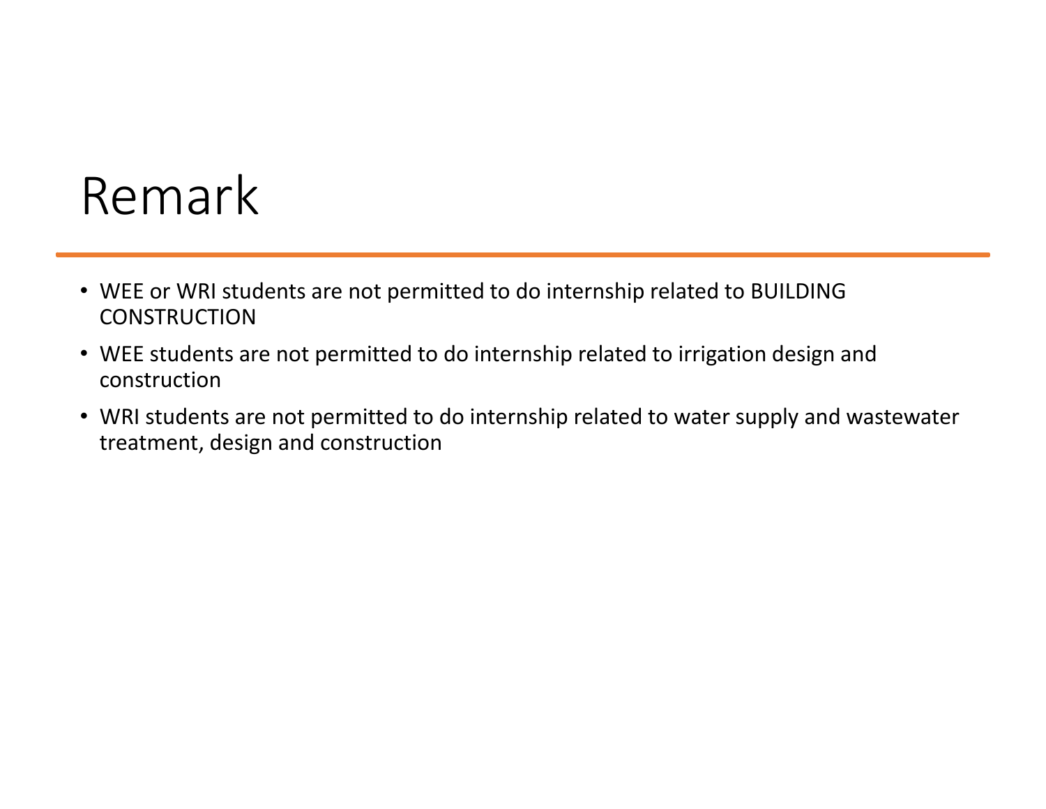# Remark

- WEE or WRI students are not permitted to do internship related to BUILDING CONSTRUCTION
- WEE students are not permitted to do internship related to irrigation design and construction
- WRI students are not permitted to do internship related to water supply and wastewater treatment, design and construction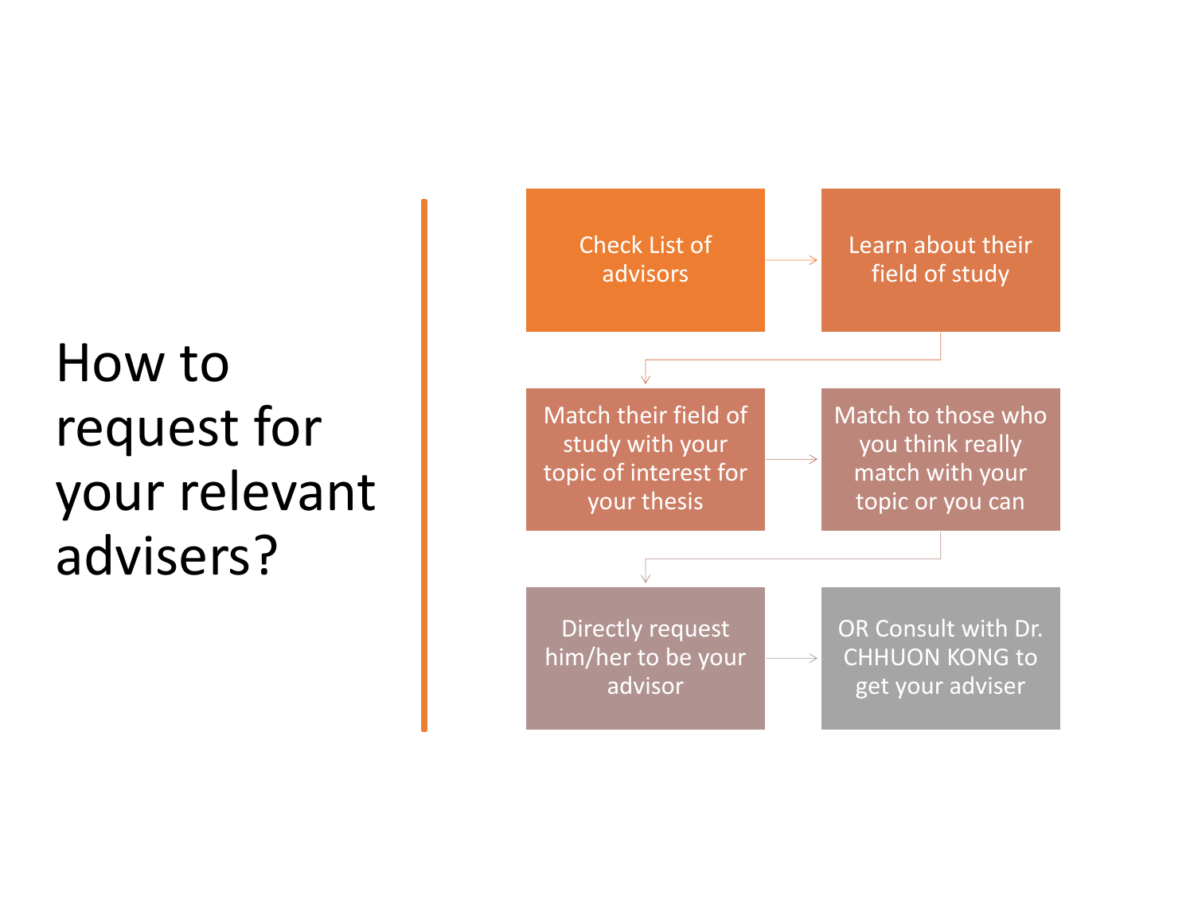# How to request for your relevant advisers?

- Check List of advisors
- Learn about their field of study
- Match their field of study with your topic of interest for your thesis
- Match to those who you think really match with your topic or you can
- Directly request him/her to be your advisor
- OR Consult with Dr. CHHUON KONG to get your adviser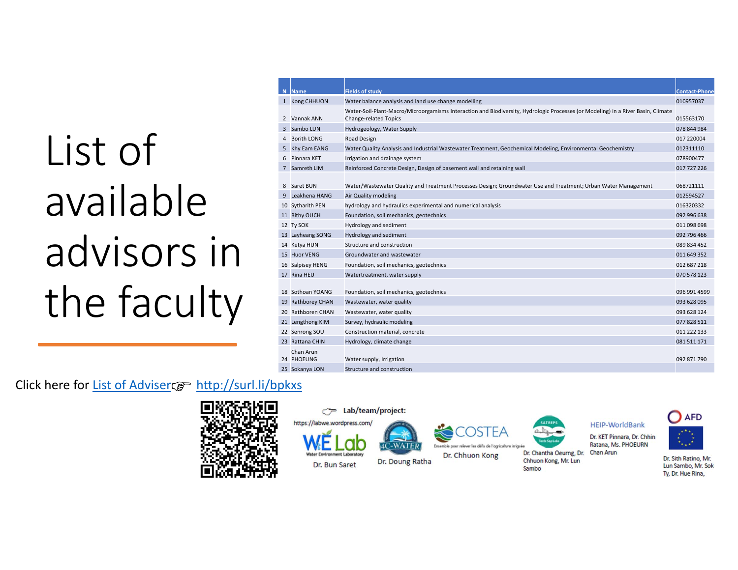# List of available advisors in the faculty

| N | Name | Fields of study | Contact-Phone |
|---|---|---|---|
| 1 | Kong CHHUON | Water balance analysis and land use change modelling | 010957037 |
| 2 | Vannak ANN | Water-Soil-Plant-Macro/Microorgamisms Interaction and Biodiversity, Hydrologic Processes (or Modeling) in a River Basin, Climate Change-related Topics | 015563170 |
| 3 | Sambo LUN | Hydrogeology, Water Supply | 078 844 984 |
| 4 | Borith LONG | Road Design | 017 220004 |
| 5 | Khy Eam EANG | Water Quality Analysis and Industrial Wastewater Treatment, Geochemical Modeling, Environmental Geochemistry | 012311110 |
| 6 | Pinnara KET | Irrigation and drainage system | 078900477 |
| 7 | Samreth LIM | Reinforced Concrete Design, Design of basement wall and retaining wall | 017 727 226 |
| 8 | Saret BUN | Water/Wastewater Quality and Treatment Processes Design; Groundwater Use and Treatment; Urban Water Management | 068721111 |
| 9 | Leakhena HANG | Air Quality modeling | 012594527 |
| 10 | Sytharith PEN | hydrology and hydraulics experimental and numerical analysis | 016320332 |
| 11 | Rithy OUCH | Foundation, soil mechanics, geotechnics | 092 996 638 |
| 12 | Ty SOK | Hydrology and sediment | 011 098 698 |
| 13 | Layheang SONG | Hydrology and sediment | 092 796 466 |
| 14 | Ketya HUN | Structure and construction | 089 834 452 |
| 15 | Huor VENG | Groundwater and wastewater | 011 649 352 |
| 16 | Salpisey HENG | Foundation, soil mechanics, geotechnics | 012 687 218 |
| 17 | Rina HEU | Watertreatment, water supply | 070 578 123 |
| 18 | Sothoan YOANG | Foundation, soil mechanics, geotechnics | 096 991 4599 |
| 19 | Rathborey CHAN | Wastewater, water quality | 093 628 095 |
| 20 | Rathboren CHAN | Wastewater, water quality | 093 628 124 |
| 21 | Lengthong KIM | Survey, hydraulic modeling | 077 828 511 |
| 22 | Senrong SOU | Construction material, concrete | 011 222 133 |
| 23 | Rattana CHIN | Hydrology, climate change | 081 511 171 |
| 24 | Chan Arun PHOEUNG | Water supply, Irrigation | 092 871 790 |
| 25 | Sokanya LON | Structure and construction | |

Click here for List of Adviser☞ http://surl.li/bpkxs

☞ Lab/team/project:

https://labwe.wordpress.com/

WE Lab Water Environment Laboratory — Dr. Bun Saret

4C-WATER — Dr. Doung Ratha

COSTEA Ensemble pour relever les défis de l'agriculture irriguée — Dr. Chhuon Kong

SATREPS — Dr. Chantha Oeurng, Dr. Chhuon Kong, Mr. Lun Sambo

HEIP-WorldBank — Dr. KET Pinnara, Dr. Chhin Ratana, Ms. PHOEURN Chan Arun

AFD — Dr. Sith Ratino, Mr. Lun Sambo, Mr. Sok Ty, Dr. Hue Rina,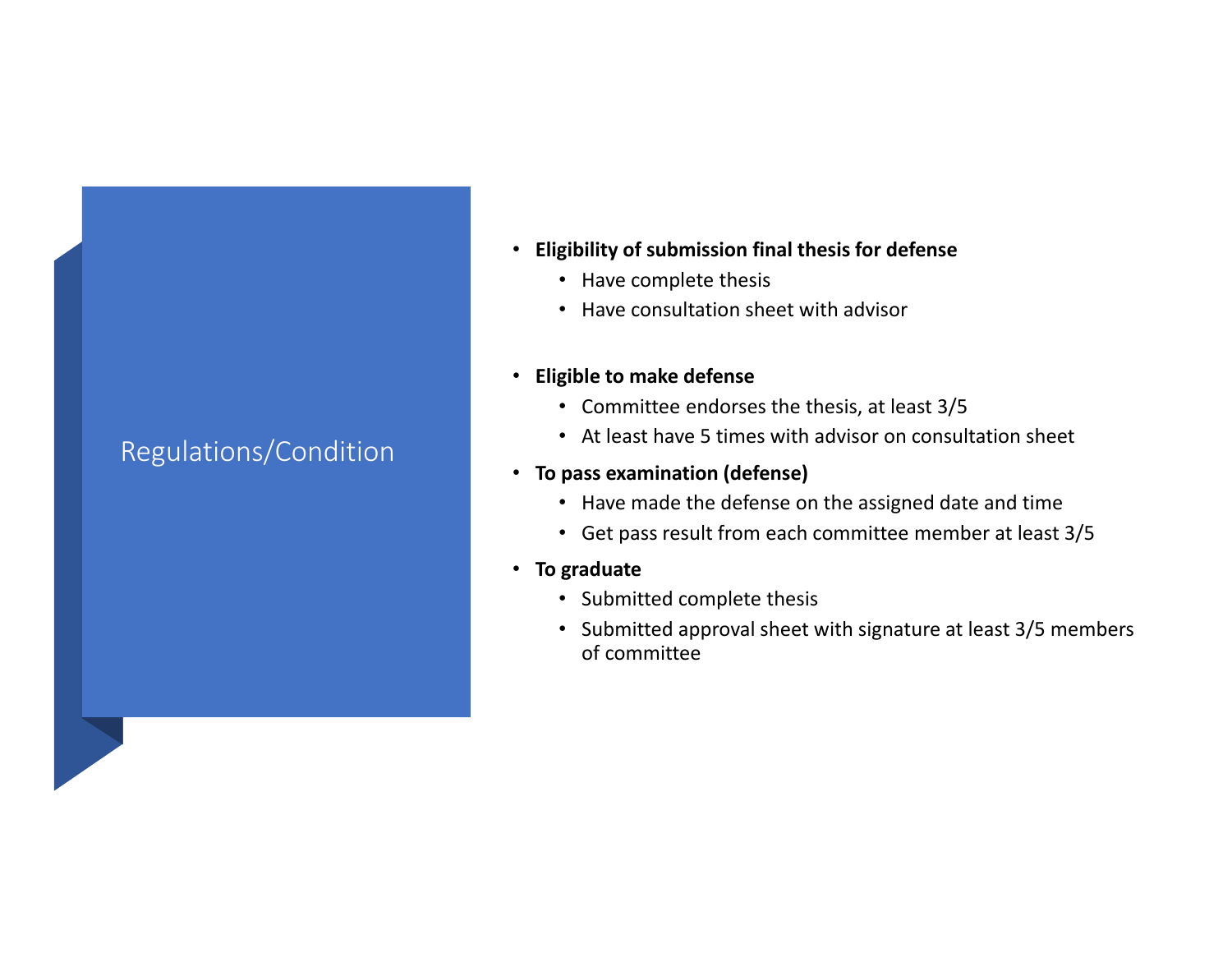# Regulations/Condition

- **Eligibility of submission final thesis for defense**
  - Have complete thesis
  - Have consultation sheet with advisor
- **Eligible to make defense**
  - Committee endorses the thesis, at least 3/5
  - At least have 5 times with advisor on consultation sheet
- **To pass examination (defense)**
  - Have made the defense on the assigned date and time
  - Get pass result from each committee member at least 3/5
- **To graduate**
  - Submitted complete thesis
  - Submitted approval sheet with signature at least 3/5 members of committee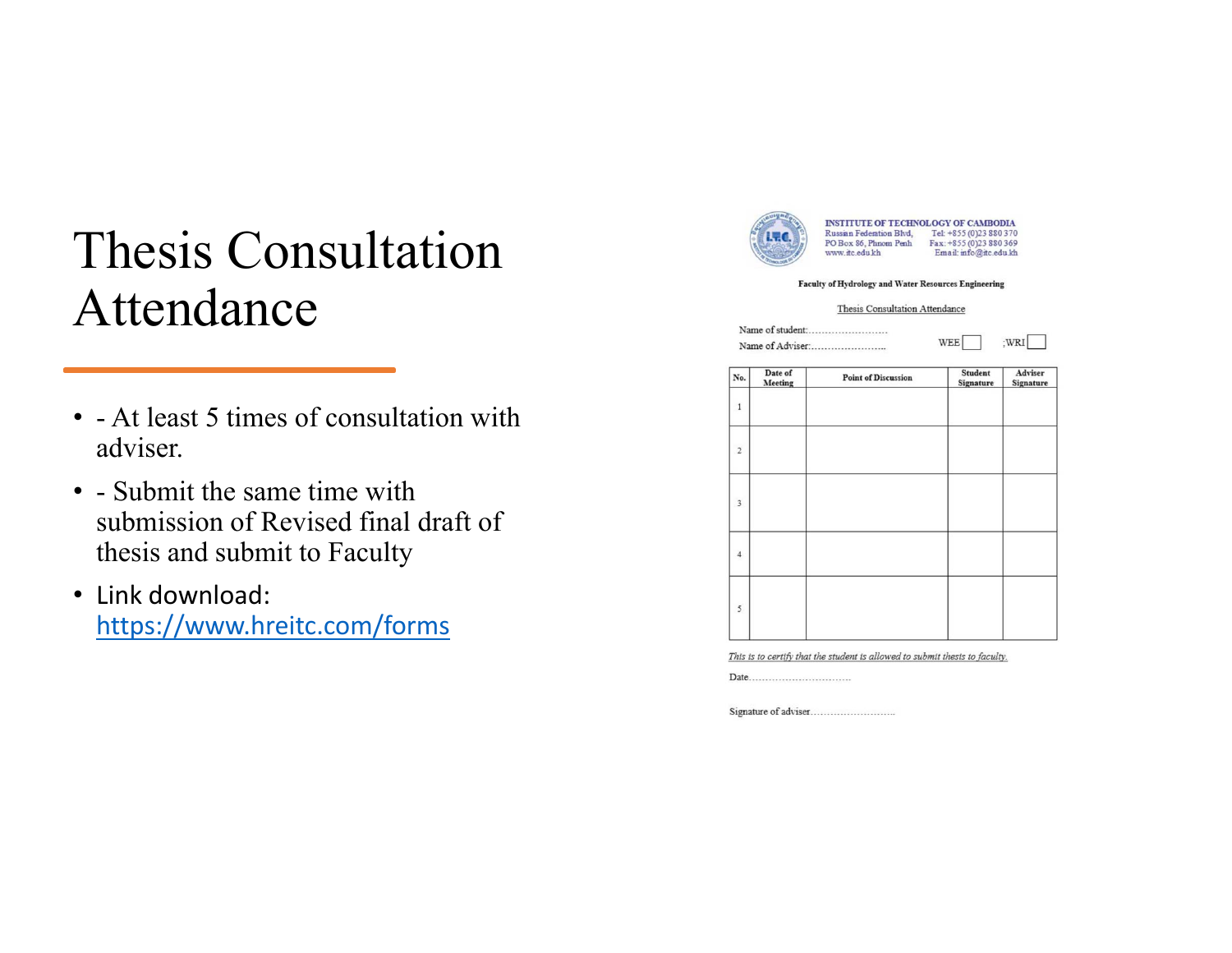# Thesis Consultation Attendance

- \- At least 5 times of consultation with adviser.
- \- Submit the same time with submission of Revised final draft of thesis and submit to Faculty
- Link download: https://www.hreitc.com/forms

INSTITUTE OF TECHNOLOGY OF CAMBODIA
Russian Federation Blvd, PO Box 86, Phnom Penh
www.itc.edu.kh
Tel: +855 (0)23 880 370
Fax: +855 (0)23 880 369
Email: info@itc.edu.kh

**Faculty of Hydrology and Water Resources Engineering**

Thesis Consultation Attendance

Name of student:……………………

Name of Adviser:…………………… WEE ☐ ; WRI ☐

| No. | Date of Meeting | Point of Discussion | Student Signature | Adviser Signature |
| --- | --- | --- | --- | --- |
| 1 | | | | |
| 2 | | | | |
| 3 | | | | |
| 4 | | | | |
| 5 | | | | |

*This is to certify that the student is allowed to submit thesis to faculty.*

Date…………………………

Signature of adviser……………………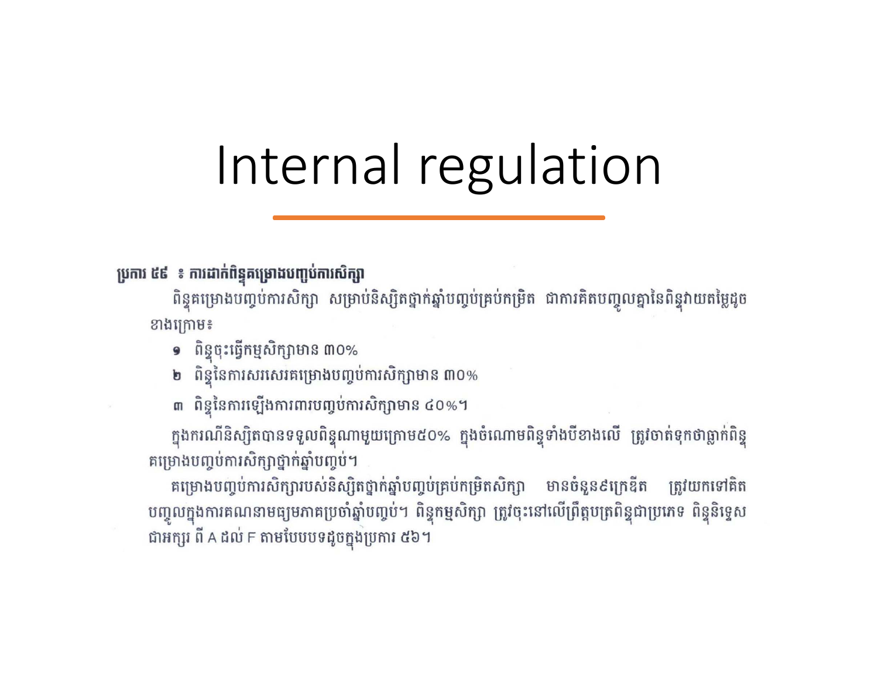# Internal regulation

**ប្រការ ៥៩ ៖ ការដាក់ពិន្ទុគម្រោងបញ្ចប់ការសិក្សា**

ពិន្ទុគម្រោងបញ្ចប់ការសិក្សា សម្រាប់និស្សិតថ្នាក់ឆ្នាំបញ្ចប់គ្រប់កម្រិត ជាការគិតបញ្ចូលគ្នានៃពិន្ទុវាយតម្លៃដូចខាងក្រោម៖

១ ពិន្ទុចុះធ្វើកម្មសិក្សាមាន ៣០%

២ ពិន្ទុនៃការសរសេរគម្រោងបញ្ចប់ការសិក្សាមាន ៣០%

៣ ពិន្ទុនៃការឡើងការពារបញ្ចប់ការសិក្សាមាន ៤០%។

ក្នុងករណីនិស្សិតបានទទួលពិន្ទុណាមួយក្រោម៥០% ក្នុងចំណោមពិន្ទុទាំងបីខាងលើ ត្រូវចាត់ទុកថាធ្លាក់ពិន្ទុគម្រោងបញ្ចប់ការសិក្សាថ្នាក់ឆ្នាំបញ្ចប់។

គម្រោងបញ្ចប់ការសិក្សារបស់និស្សិតថ្នាក់ឆ្នាំបញ្ចប់គ្រប់កម្រិតសិក្សា មានចំនួន៩ក្រេឌីត ត្រូវយកទៅគិតបញ្ចូលក្នុងការគណនាមធ្យមភាគប្រចាំឆ្នាំបញ្ចប់។ ពិន្ទុកម្មសិក្សា ត្រូវចុះនៅលើព្រឹត្តបត្រពិន្ទុជាប្រភេទ ពិន្ទុនិទ្ទេសជាអក្សរ ពី A ដល់ F តាមបែបបទដូចក្នុងប្រការ ៥៦។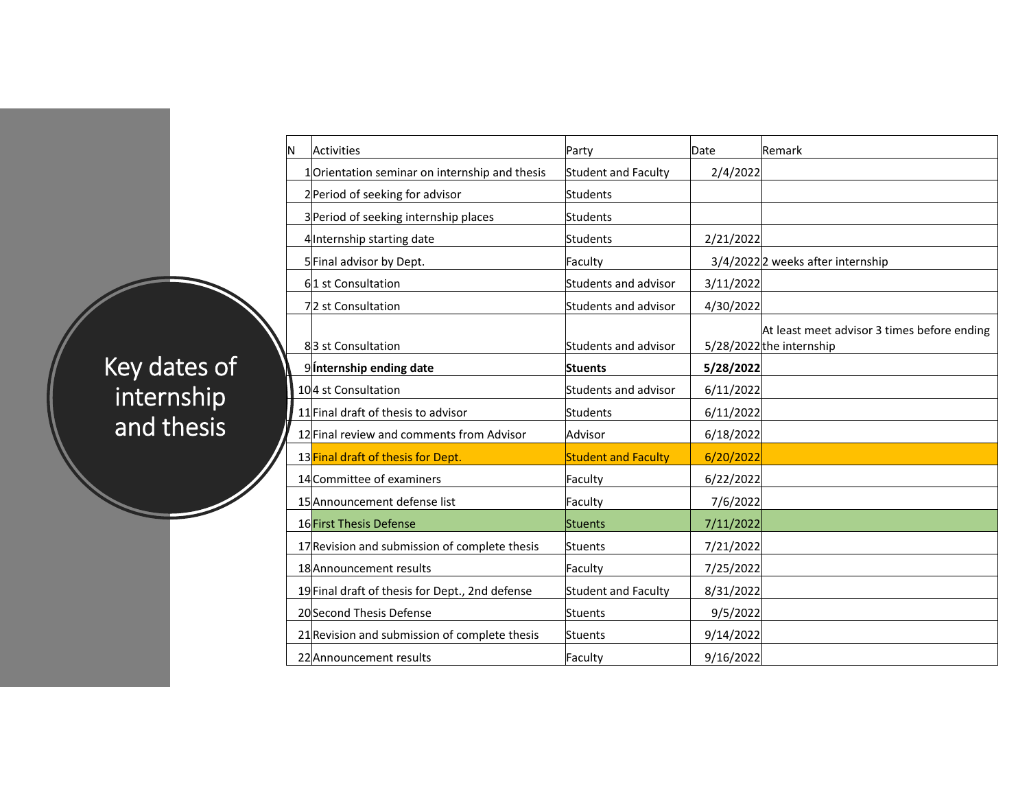# Key dates of internship and thesis

| N | Activities | Party | Date | Remark |
|---|---|---|---|---|
| 1 | Orientation seminar on internship and thesis | Student and Faculty | 2/4/2022 | |
| 2 | Period of seeking for advisor | Students | | |
| 3 | Period of seeking internship places | Students | | |
| 4 | Internship starting date | Students | 2/21/2022 | |
| 5 | Final advisor by Dept. | Faculty | 3/4/2022 | 2 weeks after internship |
| 6 | 1 st Consultation | Students and advisor | 3/11/2022 | |
| 7 | 2 st Consultation | Students and advisor | 4/30/2022 | |
| 8 | 3 st Consultation | Students and advisor | 5/28/2022 | At least meet advisor 3 times before ending the internship |
| 9 | **Ínternship ending date** | **Stuents** | **5/28/2022** | |
| 10 | 4 st Consultation | Students and advisor | 6/11/2022 | |
| 11 | Final draft of thesis to advisor | Students | 6/11/2022 | |
| 12 | Final review and comments from Advisor | Advisor | 6/18/2022 | |
| 13 | Final draft of thesis for Dept. | Student and Faculty | 6/20/2022 | |
| 14 | Committee of examiners | Faculty | 6/22/2022 | |
| 15 | Announcement defense list | Faculty | 7/6/2022 | |
| 16 | First Thesis Defense | Stuents | 7/11/2022 | |
| 17 | Revision and submission of complete thesis | Stuents | 7/21/2022 | |
| 18 | Announcement results | Faculty | 7/25/2022 | |
| 19 | Final draft of thesis for Dept., 2nd defense | Student and Faculty | 8/31/2022 | |
| 20 | Second Thesis Defense | Stuents | 9/5/2022 | |
| 21 | Revision and submission of complete thesis | Stuents | 9/14/2022 | |
| 22 | Announcement results | Faculty | 9/16/2022 | |